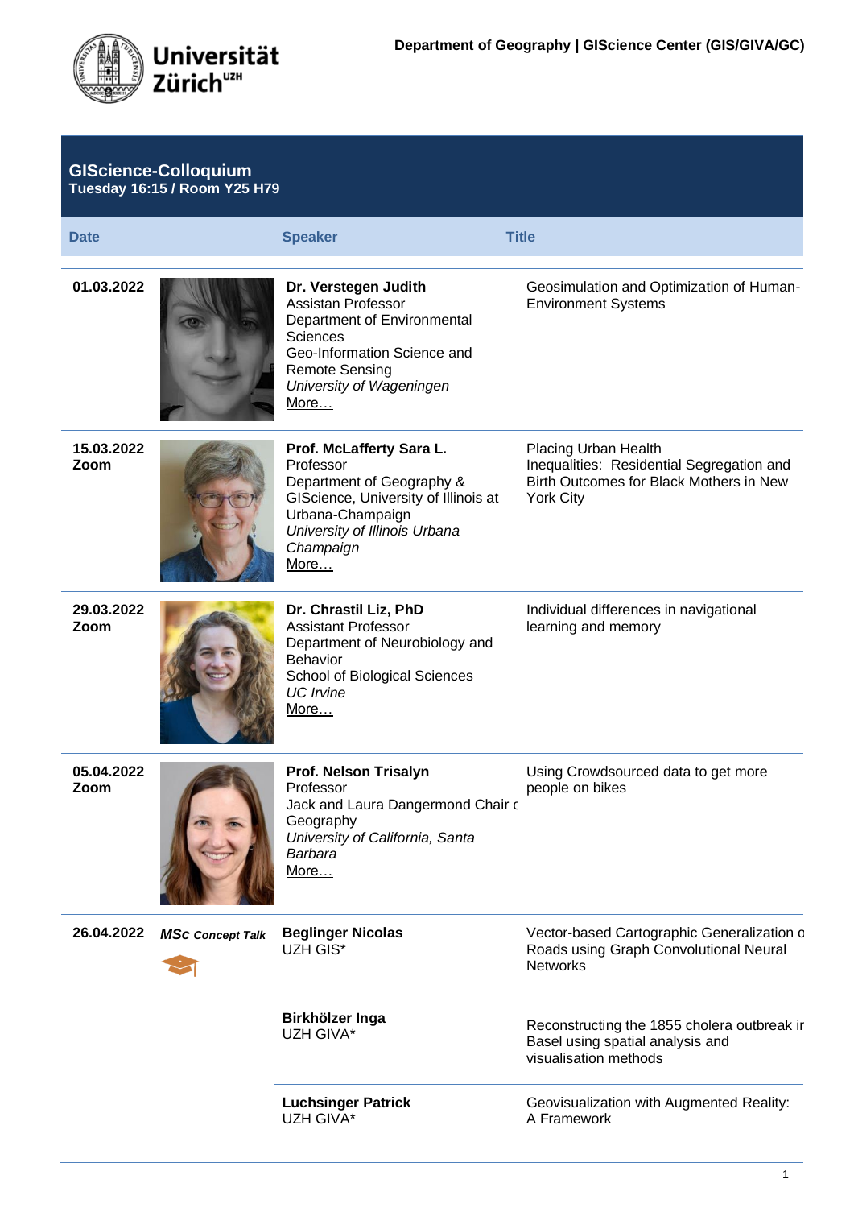Department of Geography | GIScience Center (GIS/GIVA/GC)

## GIScience-Colloquium
**Tuesday 16:15 / Room Y25 H79**

| Date | | Speaker | Title |
|---|---|---|---|
| **01.03.2022** | | **Dr. Verstegen Judith**<br>Assistan Professor<br>Department of Environmental Sciences<br>Geo-Information Science and Remote Sensing<br>*University of Wageningen*<br>More… | Geosimulation and Optimization of Human-Environment Systems |
| **15.03.2022 Zoom** | | **Prof. McLafferty Sara L.**<br>Professor<br>Department of Geography & GIScience, University of Illinois at Urbana-Champaign<br>*University of Illinois Urbana Champaign*<br>More… | Placing Urban Health Inequalities: Residential Segregation and Birth Outcomes for Black Mothers in New York City |
| **29.03.2022 Zoom** | | **Dr. Chrastil Liz, PhD**<br>Assistant Professor<br>Department of Neurobiology and Behavior<br>School of Biological Sciences<br>*UC Irvine*<br>More… | Individual differences in navigational learning and memory |
| **05.04.2022 Zoom** | | **Prof. Nelson Trisalyn**<br>Professor<br>Jack and Laura Dangermond Chair c Geography<br>*University of California, Santa Barbara*<br>More… | Using Crowdsourced data to get more people on bikes |
| **26.04.2022** | ***MSc Concept Talk*** | **Beglinger Nicolas**<br>UZH GIS* | Vector-based Cartographic Generalization o Roads using Graph Convolutional Neural Networks |
| | | **Birkhölzer Inga**<br>UZH GIVA* | Reconstructing the 1855 cholera outbreak ir Basel using spatial analysis and visualisation methods |
| | | **Luchsinger Patrick**<br>UZH GIVA* | Geovisualization with Augmented Reality: A Framework |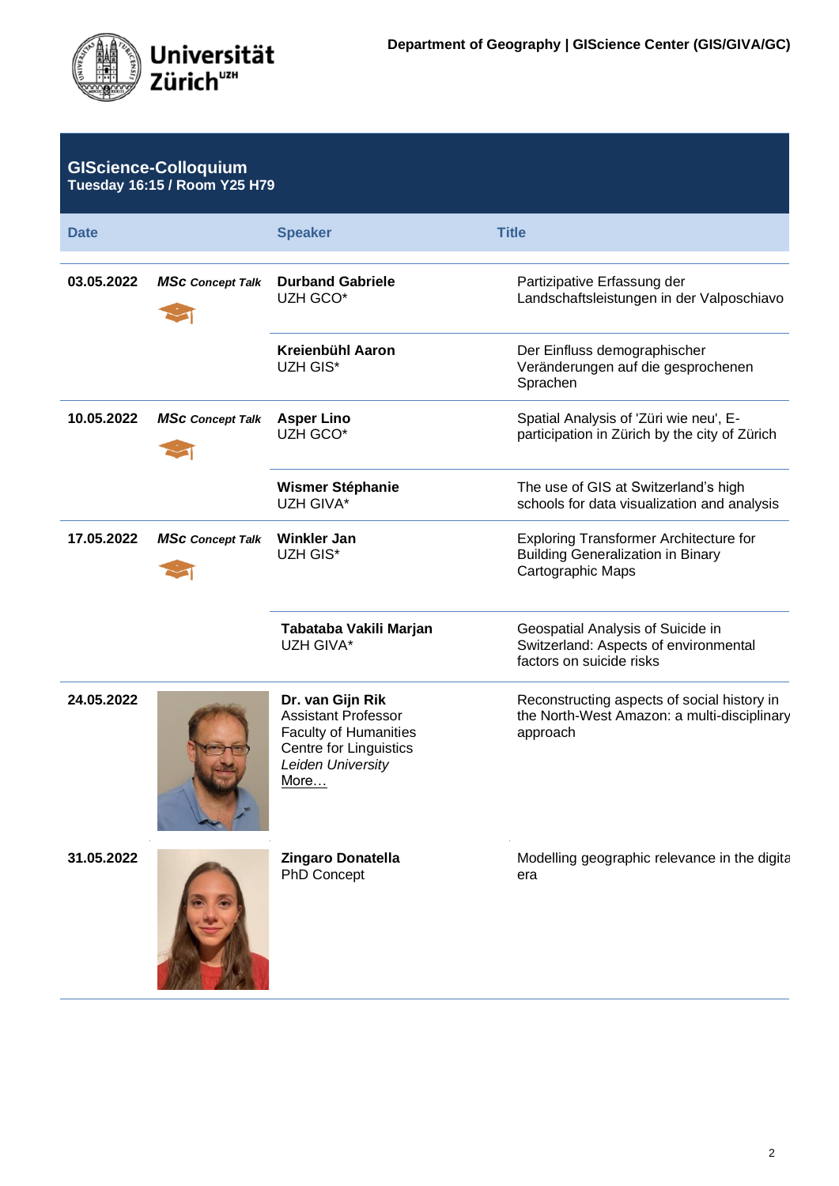Department of Geography | GIScience Center (GIS/GIVA/GC)

## GIScience-Colloquium
**Tuesday 16:15 / Room Y25 H79**

| Date | | Speaker | Title |
|---|---|---|---|
| **03.05.2022** | ***MSc** Concept Talk* | **Durband Gabriele**<br>UZH GCO* | Partizipative Erfassung der Landschaftsleistungen in der Valposchiavo |
| | | **Kreienbühl Aaron**<br>UZH GIS* | Der Einfluss demographischer Veränderungen auf die gesprochenen Sprachen |
| **10.05.2022** | ***MSc** Concept Talk* | **Asper Lino**<br>UZH GCO* | Spatial Analysis of 'Züri wie neu', E-participation in Zürich by the city of Zürich |
| | | **Wismer Stéphanie**<br>UZH GIVA* | The use of GIS at Switzerland's high schools for data visualization and analysis |
| **17.05.2022** | ***MSc** Concept Talk* | **Winkler Jan**<br>UZH GIS* | Exploring Transformer Architecture for Building Generalization in Binary Cartographic Maps |
| | | **Tabataba Vakili Marjan**<br>UZH GIVA* | Geospatial Analysis of Suicide in Switzerland: Aspects of environmental factors on suicide risks |
| **24.05.2022** | | **Dr. van Gijn Rik**<br>Assistant Professor<br>Faculty of Humanities<br>Centre for Linguistics<br>*Leiden University*<br>More… | Reconstructing aspects of social history in the North-West Amazon: a multi-disciplinary approach |
| **31.05.2022** | | **Zingaro Donatella**<br>PhD Concept | Modelling geographic relevance in the digita era |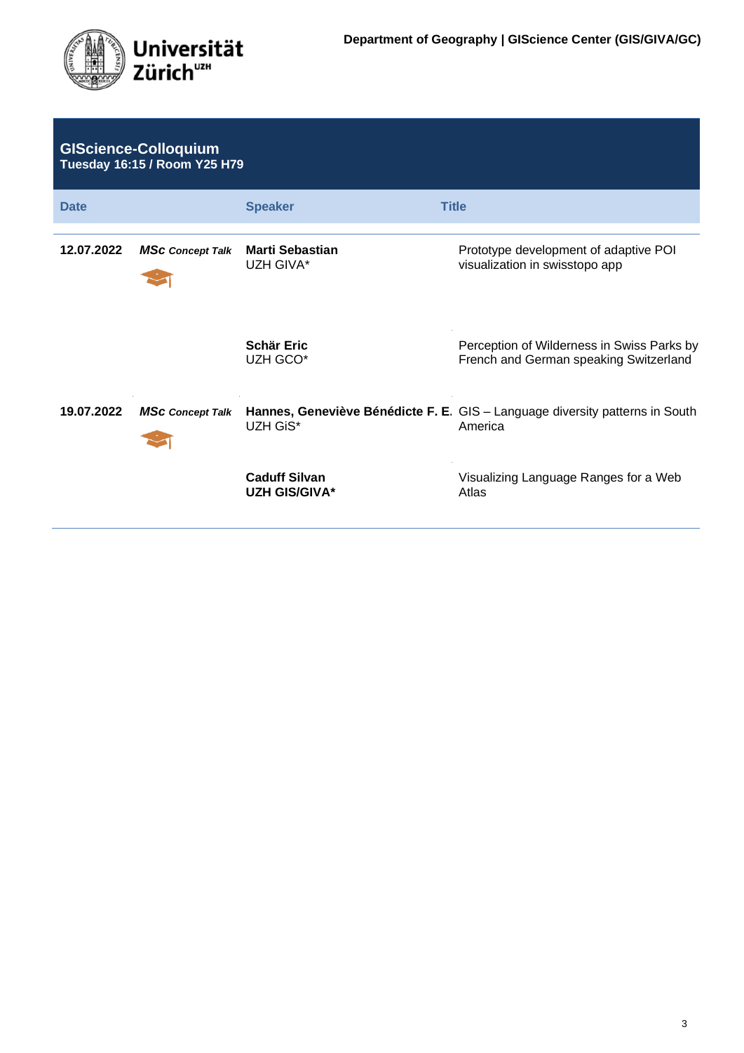Department of Geography | GIScience Center (GIS/GIVA/GC)

## GIScience-Colloquium
**Tuesday 16:15 / Room Y25 H79**

| Date | | Speaker | Title |
|---|---|---|---|
| **12.07.2022** | ***MSc Concept Talk*** | **Marti Sebastian**<br>UZH GIVA* | Prototype development of adaptive POI visualization in swisstopo app |
| | | **Schär Eric**<br>UZH GCO* | Perception of Wilderness in Swiss Parks by French and German speaking Switzerland |
| **19.07.2022** | ***MSc Concept Talk*** | **Hannes, Geneviève Bénédicte F. E.**<br>UZH GiS* | GIS – Language diversity patterns in South America |
| | | **Caduff Silvan**<br>**UZH GIS/GIVA*** | Visualizing Language Ranges for a Web Atlas |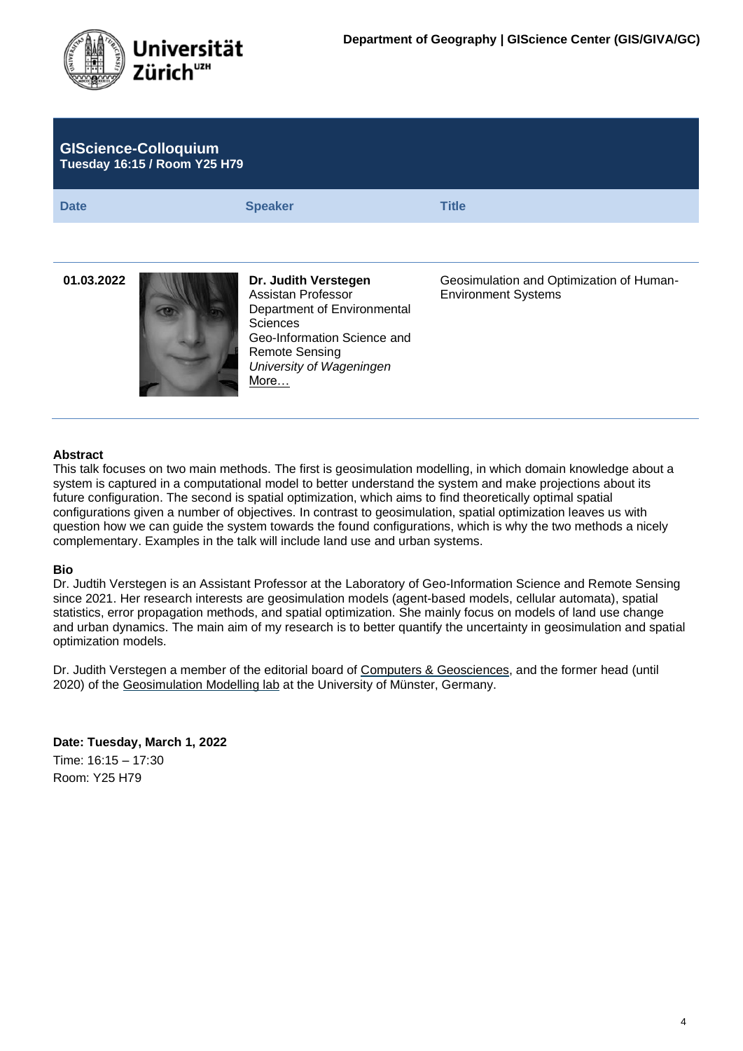Universität Zürich[UZH]

**Department of Geography | GIScience Center (GIS/GIVA/GC)**

## GIScience-Colloquium

**Tuesday 16:15 / Room Y25 H79**

| Date | Speaker | Title |
|---|---|---|
| **01.03.2022** | **Dr. Judith Verstegen**<br>Assistan Professor<br>Department of Environmental Sciences<br>Geo-Information Science and Remote Sensing<br>*University of Wageningen*<br>More… | Geosimulation and Optimization of Human-Environment Systems |

**Abstract**

This talk focuses on two main methods. The first is geosimulation modelling, in which domain knowledge about a system is captured in a computational model to better understand the system and make projections about its future configuration. The second is spatial optimization, which aims to find theoretically optimal spatial configurations given a number of objectives. In contrast to geosimulation, spatial optimization leaves us with question how we can guide the system towards the found configurations, which is why the two methods a nicely complementary. Examples in the talk will include land use and urban systems.

**Bio**

Dr. Judtih Verstegen is an Assistant Professor at the Laboratory of Geo-Information Science and Remote Sensing since 2021. Her research interests are geosimulation models (agent-based models, cellular automata), spatial statistics, error propagation methods, and spatial optimization. She mainly focus on models of land use change and urban dynamics. The main aim of my research is to better quantify the uncertainty in geosimulation and spatial optimization models.

Dr. Judith Verstegen a member of the editorial board of Computers & Geosciences, and the former head (until 2020) of the Geosimulation Modelling lab at the University of Münster, Germany.

**Date: Tuesday, March 1, 2022**

Time: 16:15 – 17:30

Room: Y25 H79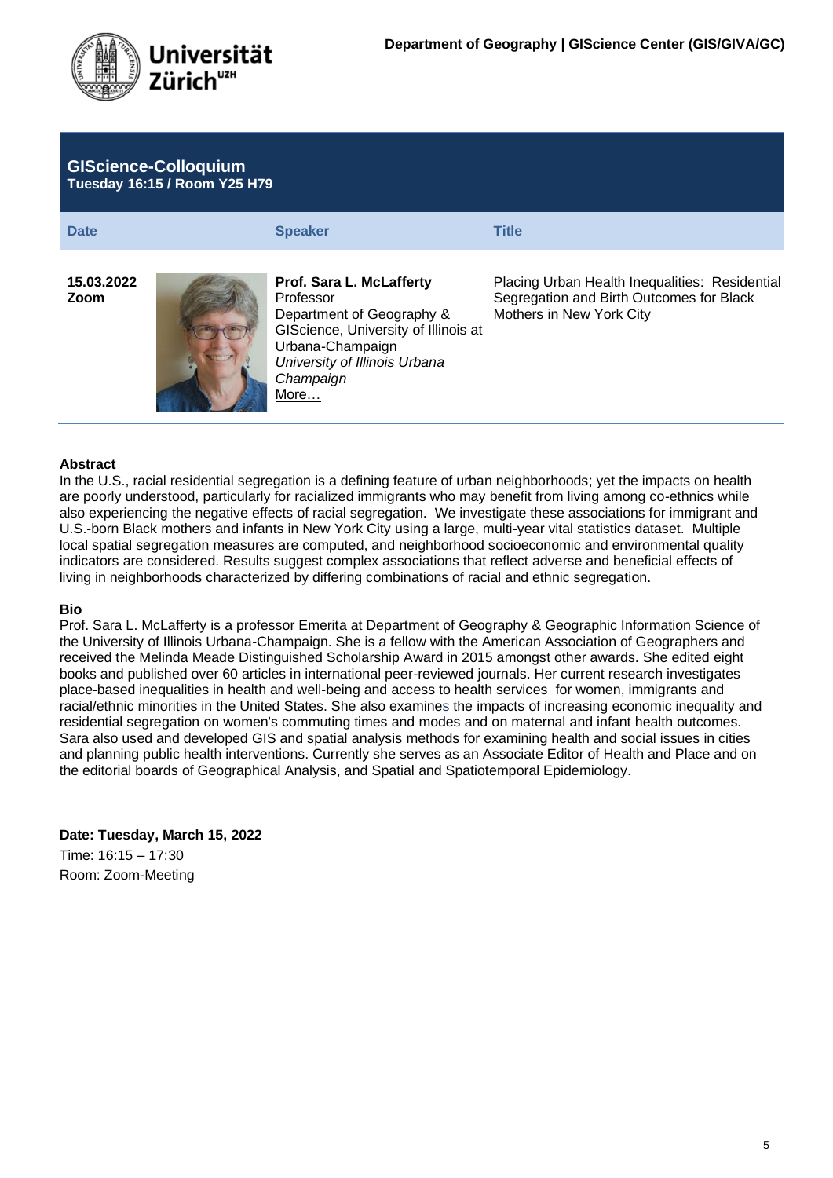Department of Geography | GIScience Center (GIS/GIVA/GC)

## GIScience-Colloquium
**Tuesday 16:15 / Room Y25 H79**

| Date | Speaker | Title |
|---|---|---|
| **15.03.2022** **Zoom** | **Prof. Sara L. McLafferty** Professor Department of Geography & GIScience, University of Illinois at Urbana-Champaign *University of Illinois Urbana Champaign* More… | Placing Urban Health Inequalities: Residential Segregation and Birth Outcomes for Black Mothers in New York City |

**Abstract**

In the U.S., racial residential segregation is a defining feature of urban neighborhoods; yet the impacts on health are poorly understood, particularly for racialized immigrants who may benefit from living among co-ethnics while also experiencing the negative effects of racial segregation. We investigate these associations for immigrant and U.S.-born Black mothers and infants in New York City using a large, multi-year vital statistics dataset. Multiple local spatial segregation measures are computed, and neighborhood socioeconomic and environmental quality indicators are considered. Results suggest complex associations that reflect adverse and beneficial effects of living in neighborhoods characterized by differing combinations of racial and ethnic segregation.

**Bio**

Prof. Sara L. McLafferty is a professor Emerita at Department of Geography & Geographic Information Science of the University of Illinois Urbana-Champaign. She is a fellow with the American Association of Geographers and received the Melinda Meade Distinguished Scholarship Award in 2015 amongst other awards. She edited eight books and published over 60 articles in international peer-reviewed journals. Her current research investigates place-based inequalities in health and well-being and access to health services for women, immigrants and racial/ethnic minorities in the United States. She also examines the impacts of increasing economic inequality and residential segregation on women's commuting times and modes and on maternal and infant health outcomes. Sara also used and developed GIS and spatial analysis methods for examining health and social issues in cities and planning public health interventions. Currently she serves as an Associate Editor of Health and Place and on the editorial boards of Geographical Analysis, and Spatial and Spatiotemporal Epidemiology.

**Date: Tuesday, March 15, 2022**
Time: 16:15 – 17:30
Room: Zoom-Meeting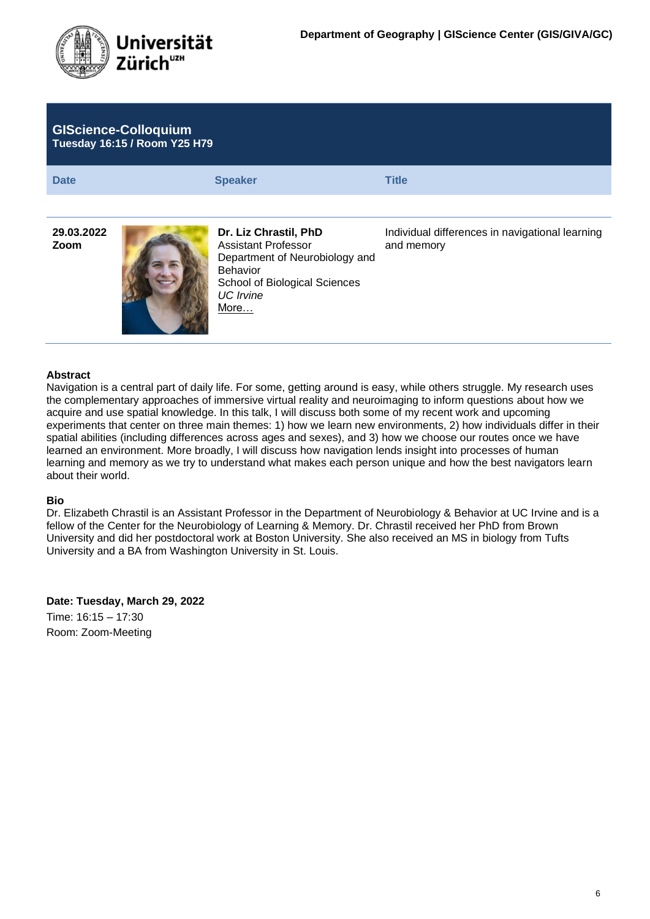Department of Geography | GIScience Center (GIS/GIVA/GC)

## GIScience-Colloquium
**Tuesday 16:15 / Room Y25 H79**

| Date | Speaker | Title |
|---|---|---|
| **29.03.2022**<br>**Zoom** | **Dr. Liz Chrastil, PhD**<br>Assistant Professor<br>Department of Neurobiology and Behavior<br>School of Biological Sciences<br>*UC Irvine*<br>More… | Individual differences in navigational learning and memory |

**Abstract**

Navigation is a central part of daily life. For some, getting around is easy, while others struggle. My research uses the complementary approaches of immersive virtual reality and neuroimaging to inform questions about how we acquire and use spatial knowledge. In this talk, I will discuss both some of my recent work and upcoming experiments that center on three main themes: 1) how we learn new environments, 2) how individuals differ in their spatial abilities (including differences across ages and sexes), and 3) how we choose our routes once we have learned an environment. More broadly, I will discuss how navigation lends insight into processes of human learning and memory as we try to understand what makes each person unique and how the best navigators learn about their world.

**Bio**

Dr. Elizabeth Chrastil is an Assistant Professor in the Department of Neurobiology & Behavior at UC Irvine and is a fellow of the Center for the Neurobiology of Learning & Memory. Dr. Chrastil received her PhD from Brown University and did her postdoctoral work at Boston University. She also received an MS in biology from Tufts University and a BA from Washington University in St. Louis.

**Date: Tuesday, March 29, 2022**

Time: 16:15 – 17:30

Room: Zoom-Meeting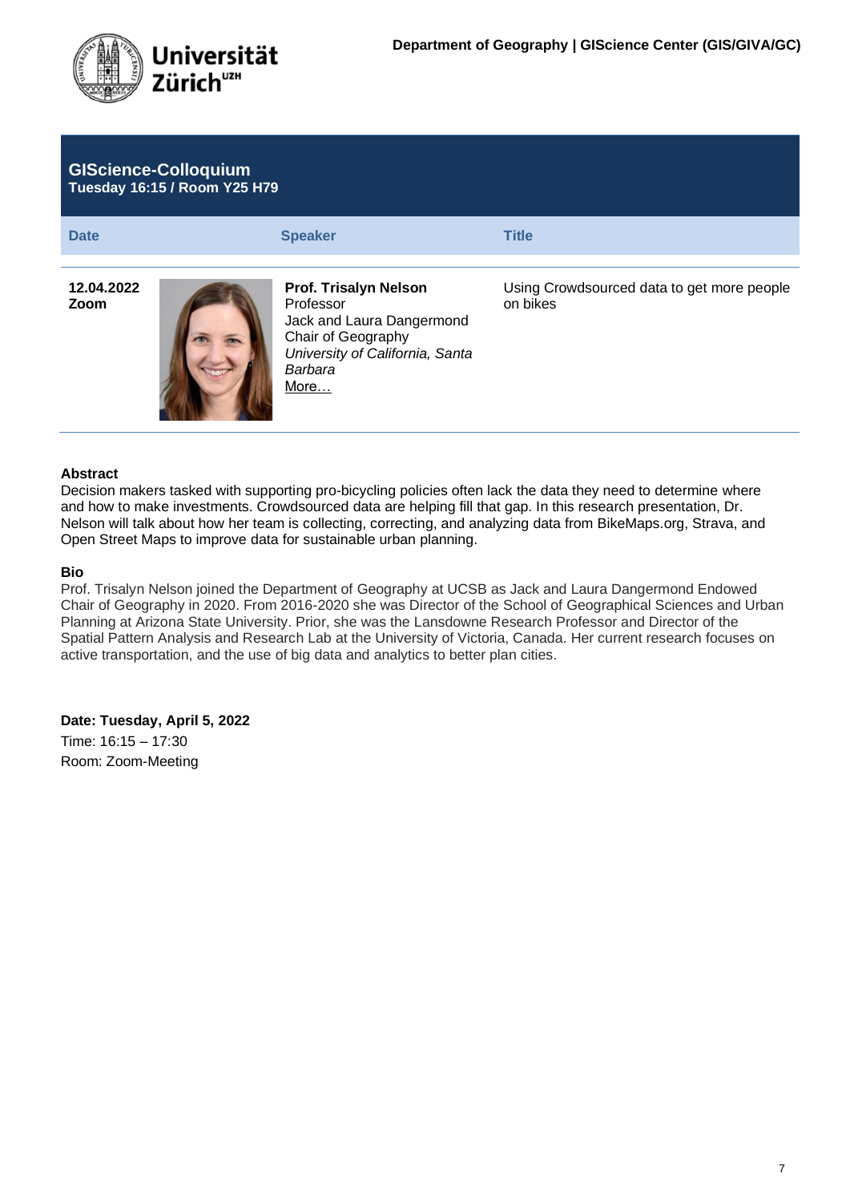Universität Zürich[UZH]

**Department of Geography | GIScience Center (GIS/GIVA/GC)**

## GIScience-Colloquium
**Tuesday 16:15 / Room Y25 H79**

| Date | Speaker | Title |
|---|---|---|
| **12.04.2022 Zoom** | **Prof. Trisalyn Nelson** Professor Jack and Laura Dangermond Chair of Geography *University of California, Santa Barbara* More… | Using Crowdsourced data to get more people on bikes |

**Abstract**

Decision makers tasked with supporting pro-bicycling policies often lack the data they need to determine where and how to make investments. Crowdsourced data are helping fill that gap. In this research presentation, Dr. Nelson will talk about how her team is collecting, correcting, and analyzing data from BikeMaps.org, Strava, and Open Street Maps to improve data for sustainable urban planning.

**Bio**

Prof. Trisalyn Nelson joined the Department of Geography at UCSB as Jack and Laura Dangermond Endowed Chair of Geography in 2020. From 2016-2020 she was Director of the School of Geographical Sciences and Urban Planning at Arizona State University. Prior, she was the Lansdowne Research Professor and Director of the Spatial Pattern Analysis and Research Lab at the University of Victoria, Canada. Her current research focuses on active transportation, and the use of big data and analytics to better plan cities.

**Date: Tuesday, April 5, 2022**

Time: 16:15 – 17:30

Room: Zoom-Meeting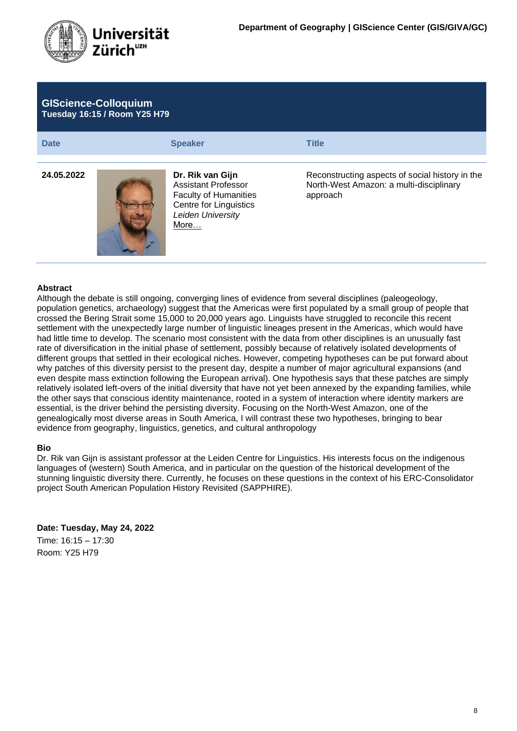Department of Geography | GIScience Center (GIS/GIVA/GC)

## GIScience-Colloquium

**Tuesday 16:15 / Room Y25 H79**

| Date | Speaker | Title |
|---|---|---|
| **24.05.2022** | **Dr. Rik van Gijn**<br>Assistant Professor<br>Faculty of Humanities<br>Centre for Linguistics<br>*Leiden University*<br>More… | Reconstructing aspects of social history in the North-West Amazon: a multi-disciplinary approach |

**Abstract**

Although the debate is still ongoing, converging lines of evidence from several disciplines (paleogeology, population genetics, archaeology) suggest that the Americas were first populated by a small group of people that crossed the Bering Strait some 15,000 to 20,000 years ago. Linguists have struggled to reconcile this recent settlement with the unexpectedly large number of linguistic lineages present in the Americas, which would have had little time to develop. The scenario most consistent with the data from other disciplines is an unusually fast rate of diversification in the initial phase of settlement, possibly because of relatively isolated developments of different groups that settled in their ecological niches. However, competing hypotheses can be put forward about why patches of this diversity persist to the present day, despite a number of major agricultural expansions (and even despite mass extinction following the European arrival). One hypothesis says that these patches are simply relatively isolated left-overs of the initial diversity that have not yet been annexed by the expanding families, while the other says that conscious identity maintenance, rooted in a system of interaction where identity markers are essential, is the driver behind the persisting diversity. Focusing on the North-West Amazon, one of the genealogically most diverse areas in South America, I will contrast these two hypotheses, bringing to bear evidence from geography, linguistics, genetics, and cultural anthropology

**Bio**

Dr. Rik van Gijn is assistant professor at the Leiden Centre for Linguistics. His interests focus on the indigenous languages of (western) South America, and in particular on the question of the historical development of the stunning linguistic diversity there. Currently, he focuses on these questions in the context of his ERC-Consolidator project South American Population History Revisited (SAPPHIRE).

**Date: Tuesday, May 24, 2022**

Time: 16:15 – 17:30

Room: Y25 H79